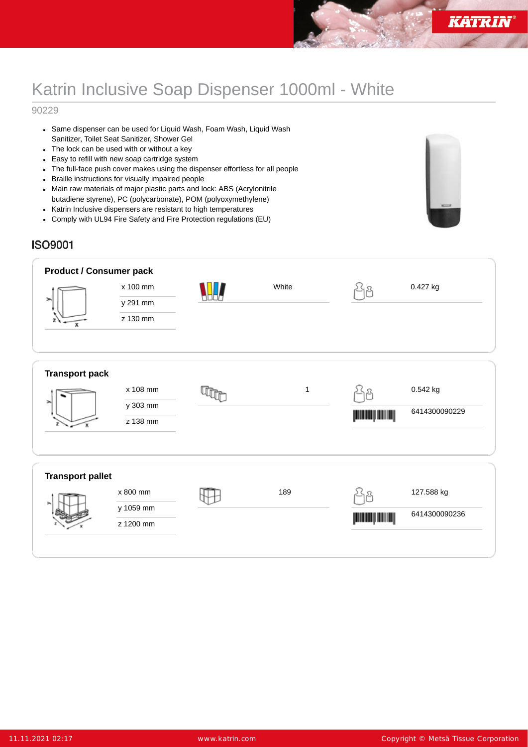# Katrin Inclusive Soap Dispenser 1000ml - White

90229

- Same dispenser can be used for Liquid Wash, Foam Wash, Liquid Wash Sanitizer, Toilet Seat Sanitizer, Shower Gel
- The lock can be used with or without a key
- Easy to refill with new soap cartridge system
- The full-face push cover makes using the dispenser effortless for all people
- Braille instructions for visually impaired people
- Main raw materials of major plastic parts and lock: ABS (Acrylonitrile butadiene styrene), PC (polycarbonate), POM (polyoxymethylene)
- Katrin Inclusive dispensers are resistant to high temperatures
- Comply with UL94 Fire Safety and Fire Protection regulations (EU)

## ISO9001

### Product / Consumer pack

| Dimensions | Colour | Weight |
|---|---|---|
| x 100 mm | White | 0.427 kg |
| y 291 mm | | |
| z 130 mm | | |

### Transport pack

| Dimensions | Quantity | Weight / EAN |
|---|---|---|
| x 108 mm | 1 | 0.542 kg |
| y 303 mm | | 6414300090229 |
| z 138 mm | | |

### Transport pallet

| Dimensions | Quantity | Weight / EAN |
|---|---|---|
| x 800 mm | 189 | 127.588 kg |
| y 1059 mm | | 6414300090236 |
| z 1200 mm | | |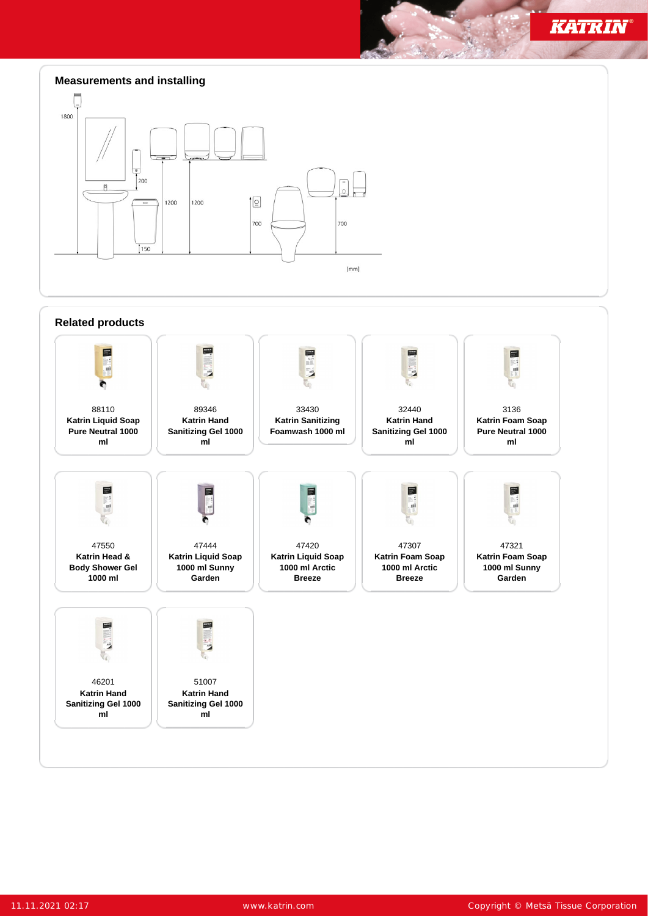## Measurements and installing

1800

200

1200

1200

150

700

700

[mm]

## Related products

88110
**Katrin Liquid Soap Pure Neutral 1000 ml**

89346
**Katrin Hand Sanitizing Gel 1000 ml**

33430
**Katrin Sanitizing Foamwash 1000 ml**

32440
**Katrin Hand Sanitizing Gel 1000 ml**

3136
**Katrin Foam Soap Pure Neutral 1000 ml**

47550
**Katrin Head & Body Shower Gel 1000 ml**

47444
**Katrin Liquid Soap 1000 ml Sunny Garden**

47420
**Katrin Liquid Soap 1000 ml Arctic Breeze**

47307
**Katrin Foam Soap 1000 ml Arctic Breeze**

47321
**Katrin Foam Soap 1000 ml Sunny Garden**

46201
**Katrin Hand Sanitizing Gel 1000 ml**

51007
**Katrin Hand Sanitizing Gel 1000 ml**